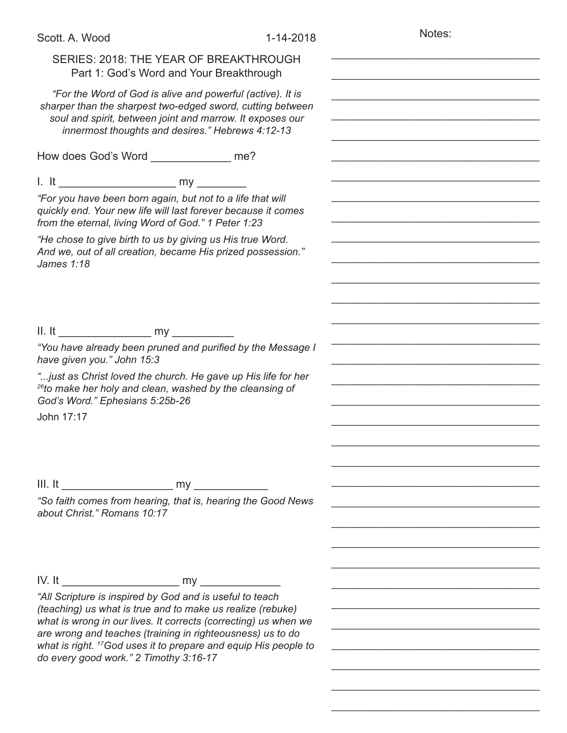Scott. A. Wood 1-14-2018

SERIES: 2018: THE YEAR OF BREAKTHROUGH
Part 1: God's Word and Your Breakthrough

*"For the Word of God is alive and powerful (active). It is sharper than the sharpest two-edged sword, cutting between soul and spirit, between joint and marrow. It exposes our innermost thoughts and desires." Hebrews 4:12-13*

How does God's Word _____________ me?

I. It ___________________ my ________

*"For you have been born again, but not to a life that will quickly end. Your new life will last forever because it comes from the eternal, living Word of God." 1 Peter 1:23*

*"He chose to give birth to us by giving us His true Word. And we, out of all creation, became His prized possession." James 1:18*

II. It _______________ my __________

*"You have already been pruned and purified by the Message I have given you." John 15:3*

*"...just as Christ loved the church. He gave up His life for her [26]to make her holy and clean, washed by the cleansing of God's Word." Ephesians 5:25b-26*

John 17:17

III. It __________________ my ____________

*"So faith comes from hearing, that is, hearing the Good News about Christ." Romans 10:17*

IV. It ___________________ my _____________

*"All Scripture is inspired by God and is useful to teach (teaching) us what is true and to make us realize (rebuke) what is wrong in our lives. It corrects (correcting) us when we are wrong and teaches (training in righteousness) us to do what is right. [17]God uses it to prepare and equip His people to do every good work." 2 Timothy 3:16-17*

Notes: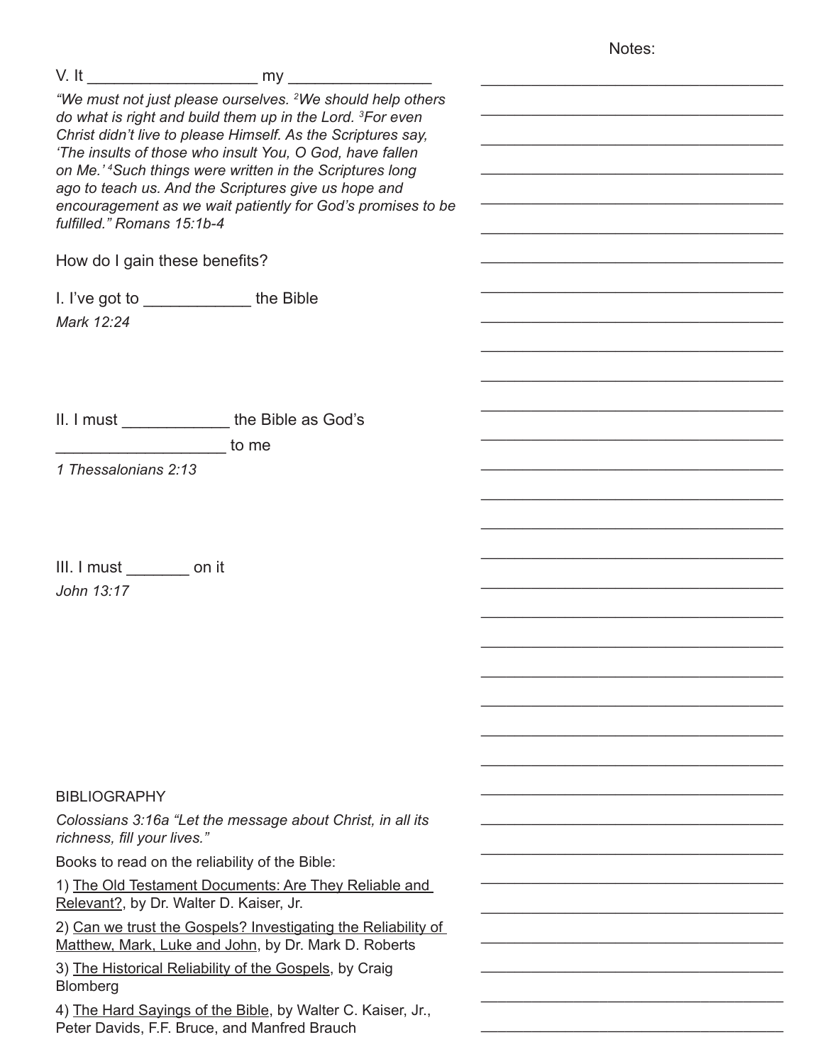Notes:

V. It ___________________ my ________________

*"We must not just please ourselves. [2]We should help others do what is right and build them up in the Lord. [3]For even Christ didn't live to please Himself. As the Scriptures say, 'The insults of those who insult You, O God, have fallen on Me.' [4]Such things were written in the Scriptures long ago to teach us. And the Scriptures give us hope and encouragement as we wait patiently for God's promises to be fulfilled." Romans 15:1b-4*

How do I gain these benefits?

I. I've got to ____________ the Bible

*Mark 12:24*

II. I must ____________ the Bible as God's ___________________ to me

*1 Thessalonians 2:13*

III. I must _______ on it

*John 13:17*

BIBLIOGRAPHY

*Colossians 3:16a "Let the message about Christ, in all its richness, fill your lives."*

Books to read on the reliability of the Bible:

1) The Old Testament Documents: Are They Reliable and Relevant?, by Dr. Walter D. Kaiser, Jr.

2) Can we trust the Gospels? Investigating the Reliability of Matthew, Mark, Luke and John, by Dr. Mark D. Roberts

3) The Historical Reliability of the Gospels, by Craig Blomberg

4) The Hard Sayings of the Bible, by Walter C. Kaiser, Jr., Peter Davids, F.F. Bruce, and Manfred Brauch